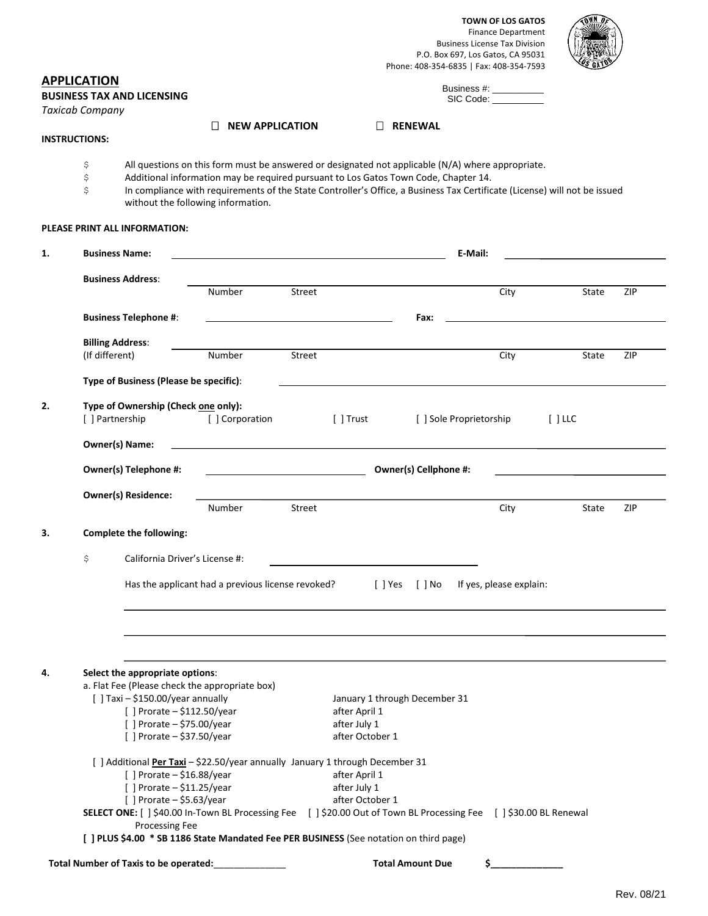**TOWN OF LOS GATOS**
Finance Department
Business License Tax Division
P.O. Box 697, Los Gatos, CA 95031
Phone: 408-354-6835 | Fax: 408-354-7593

Business #: __________
SIC Code: __________

## APPLICATION

**BUSINESS TAX AND LICENSING**

*Taxicab Company*

☐ **NEW APPLICATION** ☐ **RENEWAL**

**INSTRUCTIONS:**

- All questions on this form must be answered or designated not applicable (N/A) where appropriate.
- Additional information may be required pursuant to Los Gatos Town Code, Chapter 14.
- In compliance with requirements of the State Controller's Office, a Business Tax Certificate (License) will not be issued without the following information.

**PLEASE PRINT ALL INFORMATION:**

**1. Business Name:** ______________________________ **E-Mail:** ______________________________

**Business Address:** ______________________________
Number Street City State ZIP

**Business Telephone #:** ______________________________ **Fax:** ______________________________

**Billing Address:** ______________________________
(If different) Number Street City State ZIP

**Type of Business (Please be specific):** ______________________________

**2. Type of Ownership (Check one only):**
[ ] Partnership [ ] Corporation [ ] Trust [ ] Sole Proprietorship [ ] LLC

**Owner(s) Name:** ______________________________

**Owner(s) Telephone #:** ______________________________ **Owner(s) Cellphone #:** ______________________________

**Owner(s) Residence:** ______________________________
Number Street City State ZIP

**3. Complete the following:**

- California Driver's License #: ______________________________

  Has the applicant had a previous license revoked? [ ] Yes [ ] No If yes, please explain:

  ______________________________

  ______________________________

  ______________________________

**4. Select the appropriate options:**

a. Flat Fee (Please check the appropriate box)

[ ] Taxi – $150.00/year annually — January 1 through December 31
- [ ] Prorate – $112.50/year — after April 1
- [ ] Prorate – $75.00/year — after July 1
- [ ] Prorate – $37.50/year — after October 1

[ ] Additional **Per Taxi** – $22.50/year annually — January 1 through December 31
- [ ] Prorate – $16.88/year — after April 1
- [ ] Prorate – $11.25/year — after July 1
- [ ] Prorate – $5.63/year — after October 1

**SELECT ONE:** [ ] $40.00 In-Town BL Processing Fee [ ] $20.00 Out of Town BL Processing Fee [ ] $30.00 BL Renewal Processing Fee

**[ ] PLUS $4.00 * SB 1186 State Mandated Fee PER BUSINESS** (See notation on third page)

**Total Number of Taxis to be operated:**______________ **Total Amount Due $**______________

Rev. 08/21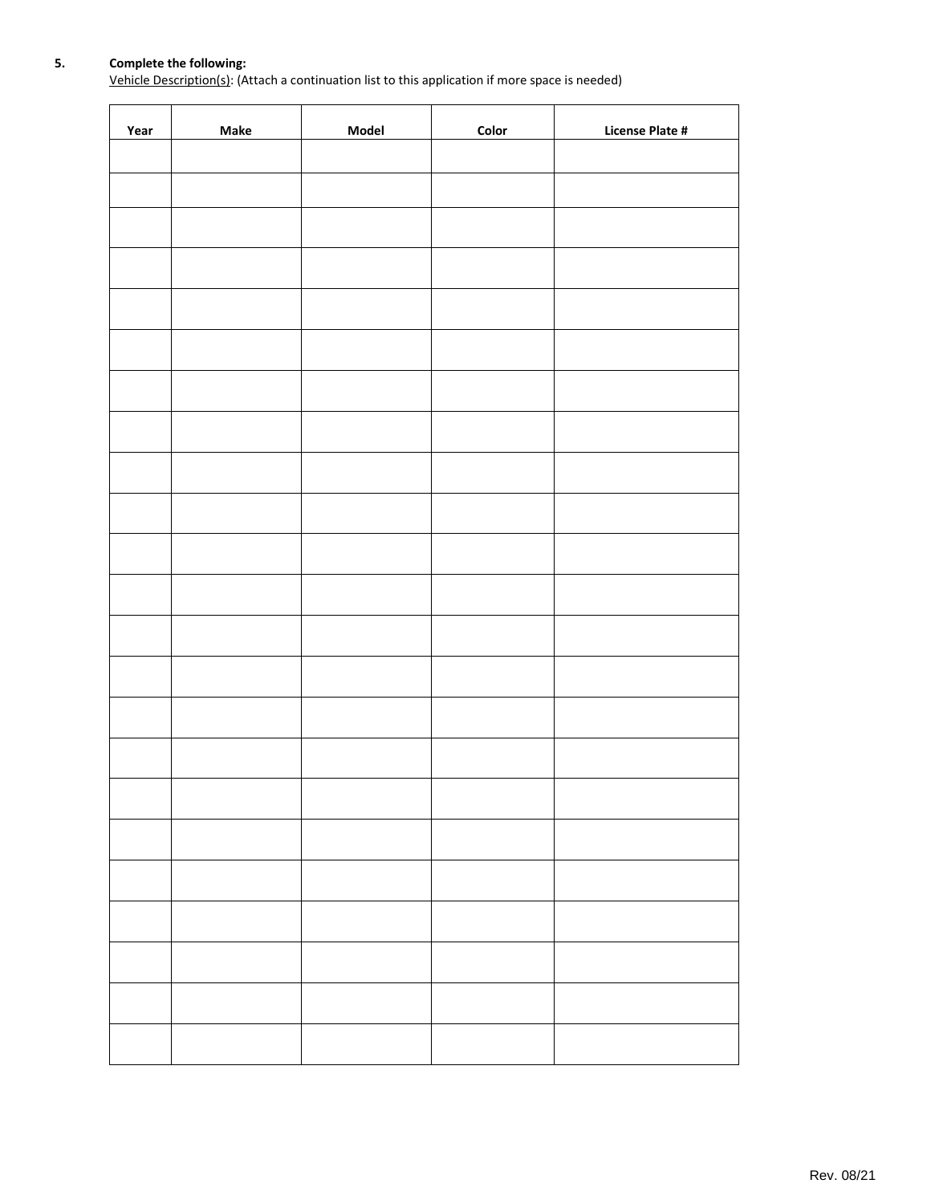**5. Complete the following:**

Vehicle Description(s): (Attach a continuation list to this application if more space is needed)

| Year | Make | Model | Color | License Plate # |
|---|---|---|---|---|
| | | | | |
| | | | | |
| | | | | |
| | | | | |
| | | | | |
| | | | | |
| | | | | |
| | | | | |
| | | | | |
| | | | | |
| | | | | |
| | | | | |
| | | | | |
| | | | | |
| | | | | |
| | | | | |
| | | | | |
| | | | | |
| | | | | |
| | | | | |
| | | | | |
| | | | | |
| | | | | |

Rev. 08/21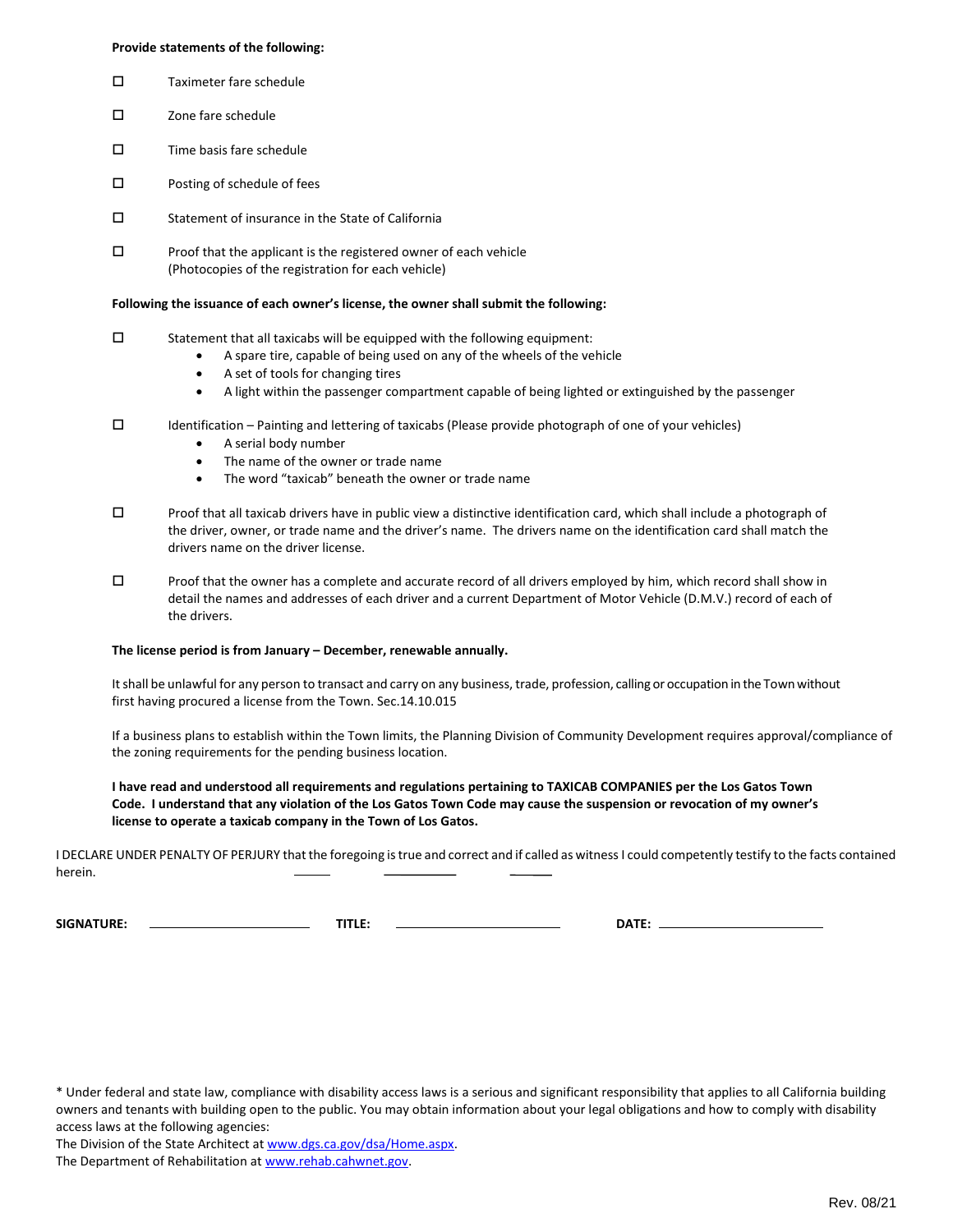**Provide statements of the following:**

- ☐ Taximeter fare schedule
- ☐ Zone fare schedule
- ☐ Time basis fare schedule
- ☐ Posting of schedule of fees
- ☐ Statement of insurance in the State of California
- ☐ Proof that the applicant is the registered owner of each vehicle (Photocopies of the registration for each vehicle)

**Following the issuance of each owner's license, the owner shall submit the following:**

- ☐ Statement that all taxicabs will be equipped with the following equipment:
  - A spare tire, capable of being used on any of the wheels of the vehicle
  - A set of tools for changing tires
  - A light within the passenger compartment capable of being lighted or extinguished by the passenger
- ☐ Identification – Painting and lettering of taxicabs (Please provide photograph of one of your vehicles)
  - A serial body number
  - The name of the owner or trade name
  - The word "taxicab" beneath the owner or trade name
- ☐ Proof that all taxicab drivers have in public view a distinctive identification card, which shall include a photograph of the driver, owner, or trade name and the driver's name. The drivers name on the identification card shall match the drivers name on the driver license.
- ☐ Proof that the owner has a complete and accurate record of all drivers employed by him, which record shall show in detail the names and addresses of each driver and a current Department of Motor Vehicle (D.M.V.) record of each of the drivers.

**The license period is from January – December, renewable annually.**

It shall be unlawful for any person to transact and carry on any business, trade, profession, calling or occupation in the Town without first having procured a license from the Town. Sec.14.10.015

If a business plans to establish within the Town limits, the Planning Division of Community Development requires approval/compliance of the zoning requirements for the pending business location.

**I have read and understood all requirements and regulations pertaining to TAXICAB COMPANIES per the Los Gatos Town Code. I understand that any violation of the Los Gatos Town Code may cause the suspension or revocation of my owner's license to operate a taxicab company in the Town of Los Gatos.**

I DECLARE UNDER PENALTY OF PERJURY that the foregoing is true and correct and if called as witness I could competently testify to the facts contained herein.

**SIGNATURE:** ____________________ **TITLE:** ____________________ **DATE:** ____________________

* Under federal and state law, compliance with disability access laws is a serious and significant responsibility that applies to all California building owners and tenants with building open to the public. You may obtain information about your legal obligations and how to comply with disability access laws at the following agencies:
The Division of the State Architect at [www.dgs.ca.gov/dsa/Home.aspx](www.dgs.ca.gov/dsa/Home.aspx).
The Department of Rehabilitation at [www.rehab.cahwnet.gov](www.rehab.cahwnet.gov).

Rev. 08/21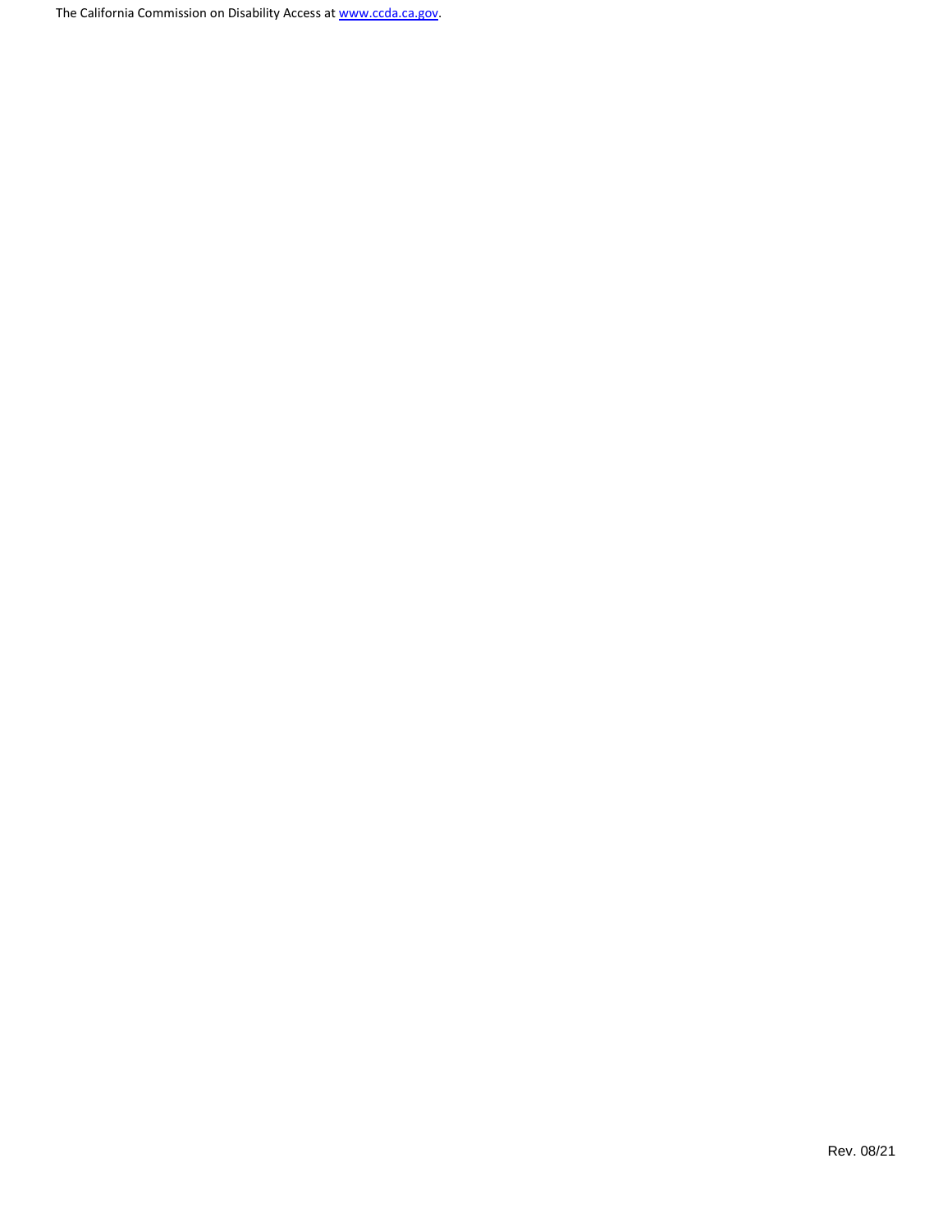The California Commission on Disability Access at [www.ccda.ca.gov](http://www.ccda.ca.gov).

Rev. 08/21